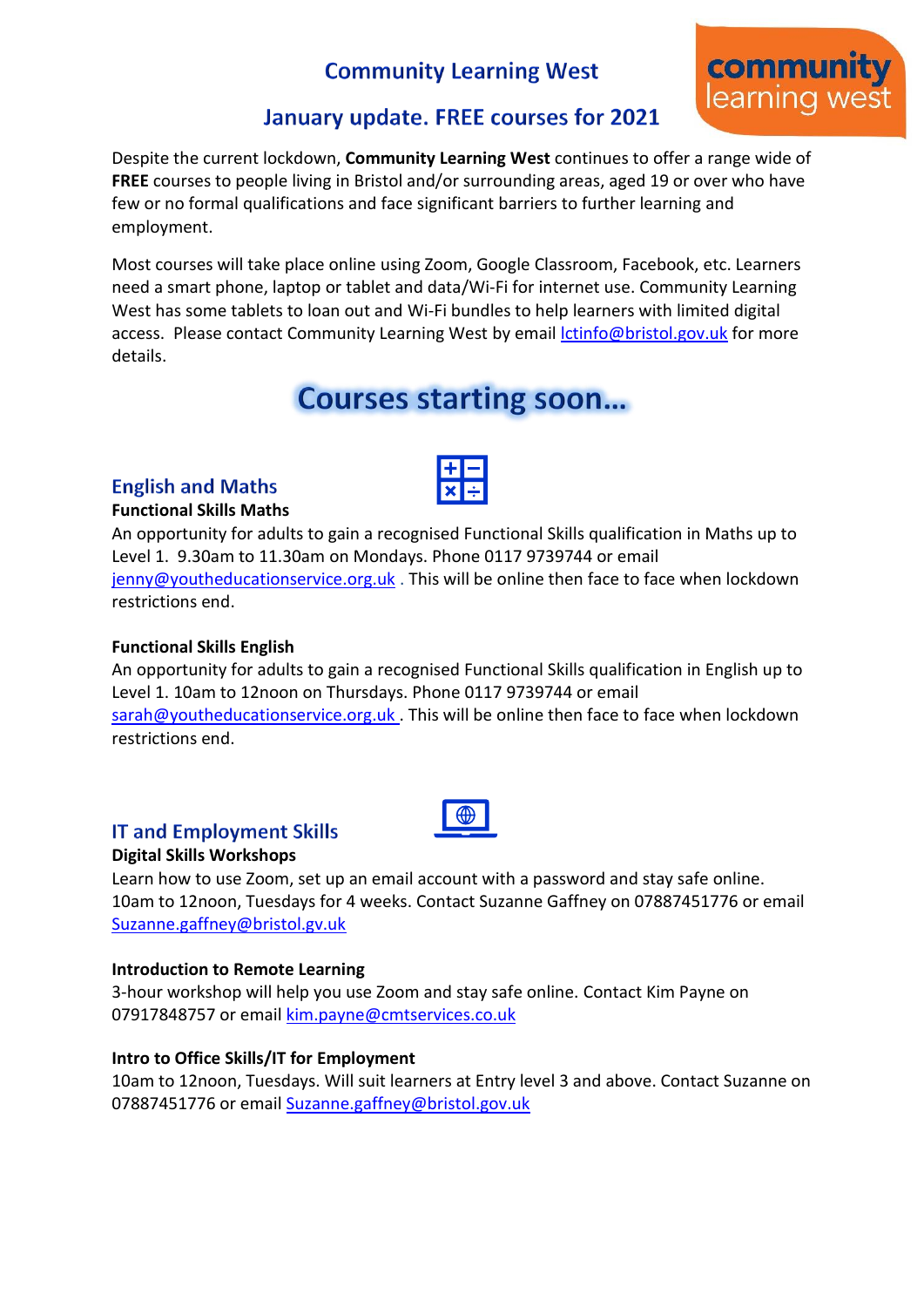# Community Learning West

## January update. FREE courses for 2021

community learning west

Despite the current lockdown, **Community Learning West** continues to offer a range wide of **FREE** courses to people living in Bristol and/or surrounding areas, aged 19 or over who have few or no formal qualifications and face significant barriers to further learning and employment.

Most courses will take place online using Zoom, Google Classroom, Facebook, etc. Learners need a smart phone, laptop or tablet and data/Wi-Fi for internet use. Community Learning West has some tablets to loan out and Wi-Fi bundles to help learners with limited digital access. Please contact Community Learning West by email lctinfo@bristol.gov.uk for more details.

# Courses starting soon...

## English and Maths

**Functional Skills Maths**

An opportunity for adults to gain a recognised Functional Skills qualification in Maths up to Level 1. 9.30am to 11.30am on Mondays. Phone 0117 9739744 or email jenny@youtheducationservice.org.uk . This will be online then face to face when lockdown restrictions end.

**Functional Skills English**

An opportunity for adults to gain a recognised Functional Skills qualification in English up to Level 1. 10am to 12noon on Thursdays. Phone 0117 9739744 or email sarah@youtheducationservice.org.uk . This will be online then face to face when lockdown restrictions end.

## IT and Employment Skills

**Digital Skills Workshops**

Learn how to use Zoom, set up an email account with a password and stay safe online. 10am to 12noon, Tuesdays for 4 weeks. Contact Suzanne Gaffney on 07887451776 or email Suzanne.gaffney@bristol.gv.uk

**Introduction to Remote Learning**

3-hour workshop will help you use Zoom and stay safe online. Contact Kim Payne on 07917848757 or email kim.payne@cmtservices.co.uk

**Intro to Office Skills/IT for Employment**

10am to 12noon, Tuesdays. Will suit learners at Entry level 3 and above. Contact Suzanne on 07887451776 or email Suzanne.gaffney@bristol.gov.uk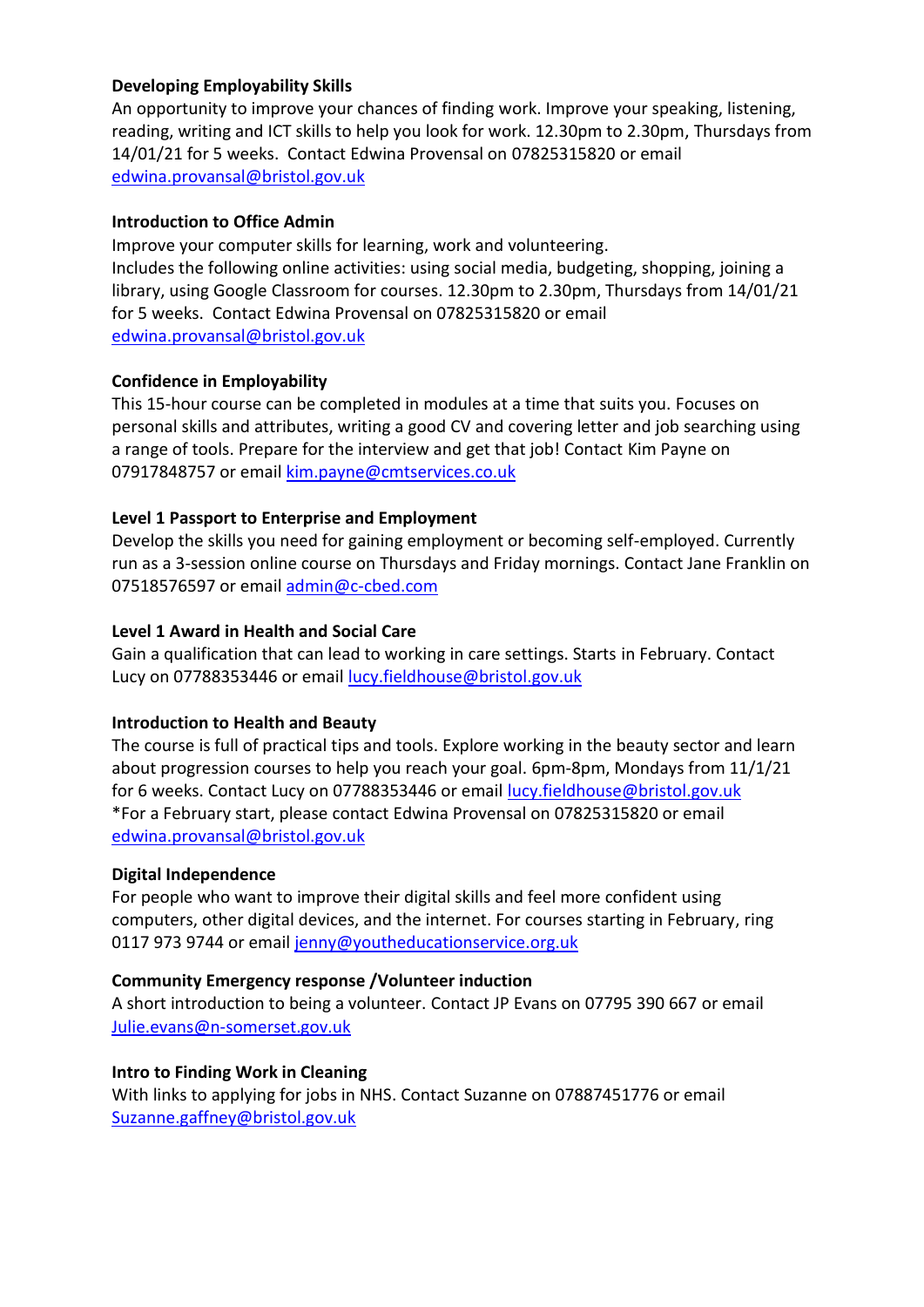**Developing Employability Skills**

An opportunity to improve your chances of finding work. Improve your speaking, listening, reading, writing and ICT skills to help you look for work. 12.30pm to 2.30pm, Thursdays from 14/01/21 for 5 weeks. Contact Edwina Provensal on 07825315820 or email edwina.provansal@bristol.gov.uk

**Introduction to Office Admin**

Improve your computer skills for learning, work and volunteering.
Includes the following online activities: using social media, budgeting, shopping, joining a library, using Google Classroom for courses. 12.30pm to 2.30pm, Thursdays from 14/01/21 for 5 weeks. Contact Edwina Provensal on 07825315820 or email edwina.provansal@bristol.gov.uk

**Confidence in Employability**

This 15-hour course can be completed in modules at a time that suits you. Focuses on personal skills and attributes, writing a good CV and covering letter and job searching using a range of tools. Prepare for the interview and get that job! Contact Kim Payne on 07917848757 or email kim.payne@cmtservices.co.uk

**Level 1 Passport to Enterprise and Employment**

Develop the skills you need for gaining employment or becoming self-employed. Currently run as a 3-session online course on Thursdays and Friday mornings. Contact Jane Franklin on 07518576597 or email admin@c-cbed.com

**Level 1 Award in Health and Social Care**

Gain a qualification that can lead to working in care settings. Starts in February. Contact Lucy on 07788353446 or email lucy.fieldhouse@bristol.gov.uk

**Introduction to Health and Beauty**

The course is full of practical tips and tools. Explore working in the beauty sector and learn about progression courses to help you reach your goal. 6pm-8pm, Mondays from 11/1/21 for 6 weeks. Contact Lucy on 07788353446 or email lucy.fieldhouse@bristol.gov.uk
*For a February start, please contact Edwina Provensal on 07825315820 or email edwina.provansal@bristol.gov.uk

**Digital Independence**

For people who want to improve their digital skills and feel more confident using computers, other digital devices, and the internet. For courses starting in February, ring 0117 973 9744 or email jenny@youtheducationservice.org.uk

**Community Emergency response /Volunteer induction**

A short introduction to being a volunteer. Contact JP Evans on 07795 390 667 or email Julie.evans@n-somerset.gov.uk

**Intro to Finding Work in Cleaning**

With links to applying for jobs in NHS. Contact Suzanne on 07887451776 or email Suzanne.gaffney@bristol.gov.uk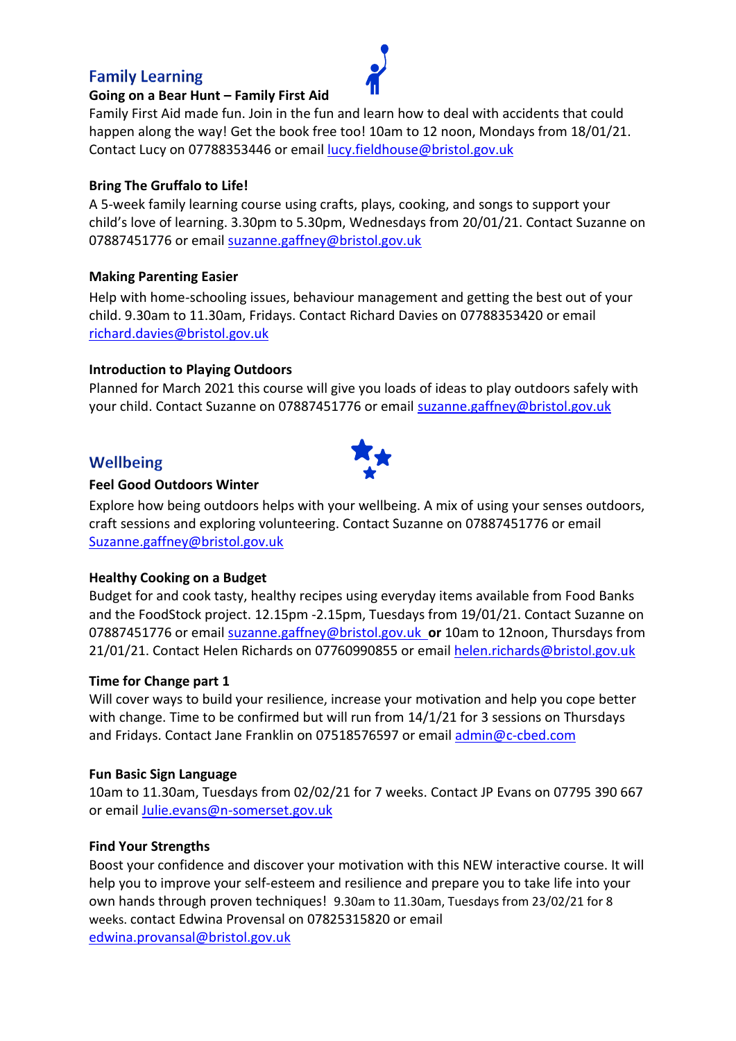## Family Learning

**Going on a Bear Hunt – Family First Aid**

Family First Aid made fun. Join in the fun and learn how to deal with accidents that could happen along the way! Get the book free too! 10am to 12 noon, Mondays from 18/01/21. Contact Lucy on 07788353446 or email lucy.fieldhouse@bristol.gov.uk

**Bring The Gruffalo to Life!**

A 5-week family learning course using crafts, plays, cooking, and songs to support your child's love of learning. 3.30pm to 5.30pm, Wednesdays from 20/01/21. Contact Suzanne on 07887451776 or email suzanne.gaffney@bristol.gov.uk

**Making Parenting Easier**

Help with home-schooling issues, behaviour management and getting the best out of your child. 9.30am to 11.30am, Fridays. Contact Richard Davies on 07788353420 or email richard.davies@bristol.gov.uk

**Introduction to Playing Outdoors**

Planned for March 2021 this course will give you loads of ideas to play outdoors safely with your child. Contact Suzanne on 07887451776 or email suzanne.gaffney@bristol.gov.uk

## Wellbeing

**Feel Good Outdoors Winter**

Explore how being outdoors helps with your wellbeing. A mix of using your senses outdoors, craft sessions and exploring volunteering. Contact Suzanne on 07887451776 or email Suzanne.gaffney@bristol.gov.uk

**Healthy Cooking on a Budget**

Budget for and cook tasty, healthy recipes using everyday items available from Food Banks and the FoodStock project. 12.15pm -2.15pm, Tuesdays from 19/01/21. Contact Suzanne on 07887451776 or email suzanne.gaffney@bristol.gov.uk **or** 10am to 12noon, Thursdays from 21/01/21. Contact Helen Richards on 07760990855 or email helen.richards@bristol.gov.uk

**Time for Change part 1**

Will cover ways to build your resilience, increase your motivation and help you cope better with change. Time to be confirmed but will run from 14/1/21 for 3 sessions on Thursdays and Fridays. Contact Jane Franklin on 07518576597 or email admin@c-cbed.com

**Fun Basic Sign Language**

10am to 11.30am, Tuesdays from 02/02/21 for 7 weeks. Contact JP Evans on 07795 390 667 or email Julie.evans@n-somerset.gov.uk

**Find Your Strengths**

Boost your confidence and discover your motivation with this NEW interactive course. It will help you to improve your self-esteem and resilience and prepare you to take life into your own hands through proven techniques! 9.30am to 11.30am, Tuesdays from 23/02/21 for 8 weeks. contact Edwina Provensal on 07825315820 or email edwina.provansal@bristol.gov.uk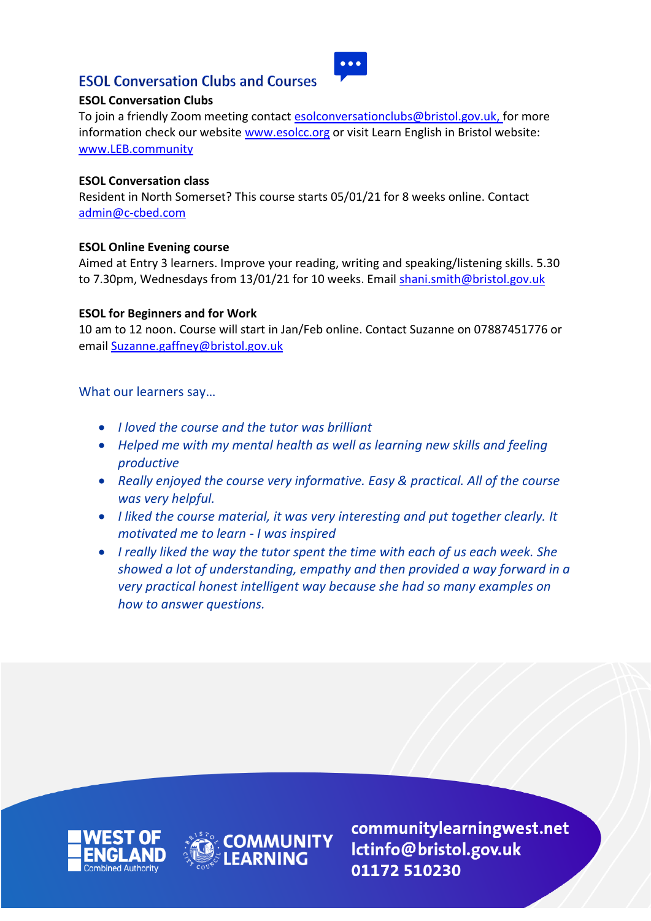## ESOL Conversation Clubs and Courses

**ESOL Conversation Clubs**

To join a friendly Zoom meeting contact esolconversationclubs@bristol.gov.uk, for more information check our website www.esolcc.org or visit Learn English in Bristol website: www.LEB.community

**ESOL Conversation class**

Resident in North Somerset? This course starts 05/01/21 for 8 weeks online. Contact admin@c-cbed.com

**ESOL Online Evening course**

Aimed at Entry 3 learners. Improve your reading, writing and speaking/listening skills. 5.30 to 7.30pm, Wednesdays from 13/01/21 for 10 weeks. Email shani.smith@bristol.gov.uk

**ESOL for Beginners and for Work**

10 am to 12 noon. Course will start in Jan/Feb online. Contact Suzanne on 07887451776 or email Suzanne.gaffney@bristol.gov.uk

### What our learners say…

- *I loved the course and the tutor was brilliant*
- *Helped me with my mental health as well as learning new skills and feeling productive*
- *Really enjoyed the course very informative. Easy & practical. All of the course was very helpful.*
- *I liked the course material, it was very interesting and put together clearly. It motivated me to learn - I was inspired*
- *I really liked the way the tutor spent the time with each of us each week. She showed a lot of understanding, empathy and then provided a way forward in a very practical honest intelligent way because she had so many examples on how to answer questions.*

WEST OF ENGLAND Combined Authority

COMMUNITY LEARNING

**communitylearningwest.net**
**lctinfo@bristol.gov.uk**
**01172 510230**